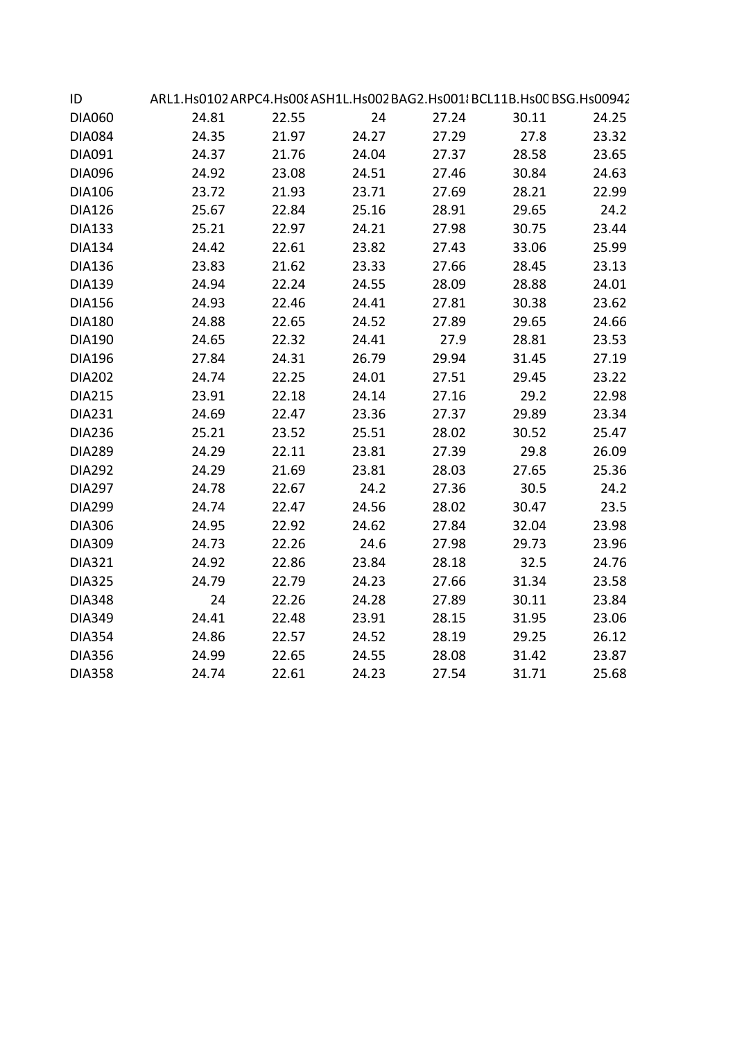| ID | ARL1.Hs0102 | ARPC4.Hs008 | ASH1L.Hs002 | BAG2.Hs001 | BCL11B.Hs00 | BSG.Hs00942 |
|---|---|---|---|---|---|---|
| DIA060 | 24.81 | 22.55 | 24 | 27.24 | 30.11 | 24.25 |
| DIA084 | 24.35 | 21.97 | 24.27 | 27.29 | 27.8 | 23.32 |
| DIA091 | 24.37 | 21.76 | 24.04 | 27.37 | 28.58 | 23.65 |
| DIA096 | 24.92 | 23.08 | 24.51 | 27.46 | 30.84 | 24.63 |
| DIA106 | 23.72 | 21.93 | 23.71 | 27.69 | 28.21 | 22.99 |
| DIA126 | 25.67 | 22.84 | 25.16 | 28.91 | 29.65 | 24.2 |
| DIA133 | 25.21 | 22.97 | 24.21 | 27.98 | 30.75 | 23.44 |
| DIA134 | 24.42 | 22.61 | 23.82 | 27.43 | 33.06 | 25.99 |
| DIA136 | 23.83 | 21.62 | 23.33 | 27.66 | 28.45 | 23.13 |
| DIA139 | 24.94 | 22.24 | 24.55 | 28.09 | 28.88 | 24.01 |
| DIA156 | 24.93 | 22.46 | 24.41 | 27.81 | 30.38 | 23.62 |
| DIA180 | 24.88 | 22.65 | 24.52 | 27.89 | 29.65 | 24.66 |
| DIA190 | 24.65 | 22.32 | 24.41 | 27.9 | 28.81 | 23.53 |
| DIA196 | 27.84 | 24.31 | 26.79 | 29.94 | 31.45 | 27.19 |
| DIA202 | 24.74 | 22.25 | 24.01 | 27.51 | 29.45 | 23.22 |
| DIA215 | 23.91 | 22.18 | 24.14 | 27.16 | 29.2 | 22.98 |
| DIA231 | 24.69 | 22.47 | 23.36 | 27.37 | 29.89 | 23.34 |
| DIA236 | 25.21 | 23.52 | 25.51 | 28.02 | 30.52 | 25.47 |
| DIA289 | 24.29 | 22.11 | 23.81 | 27.39 | 29.8 | 26.09 |
| DIA292 | 24.29 | 21.69 | 23.81 | 28.03 | 27.65 | 25.36 |
| DIA297 | 24.78 | 22.67 | 24.2 | 27.36 | 30.5 | 24.2 |
| DIA299 | 24.74 | 22.47 | 24.56 | 28.02 | 30.47 | 23.5 |
| DIA306 | 24.95 | 22.92 | 24.62 | 27.84 | 32.04 | 23.98 |
| DIA309 | 24.73 | 22.26 | 24.6 | 27.98 | 29.73 | 23.96 |
| DIA321 | 24.92 | 22.86 | 23.84 | 28.18 | 32.5 | 24.76 |
| DIA325 | 24.79 | 22.79 | 24.23 | 27.66 | 31.34 | 23.58 |
| DIA348 | 24 | 22.26 | 24.28 | 27.89 | 30.11 | 23.84 |
| DIA349 | 24.41 | 22.48 | 23.91 | 28.15 | 31.95 | 23.06 |
| DIA354 | 24.86 | 22.57 | 24.52 | 28.19 | 29.25 | 26.12 |
| DIA356 | 24.99 | 22.65 | 24.55 | 28.08 | 31.42 | 23.87 |
| DIA358 | 24.74 | 22.61 | 24.23 | 27.54 | 31.71 | 25.68 |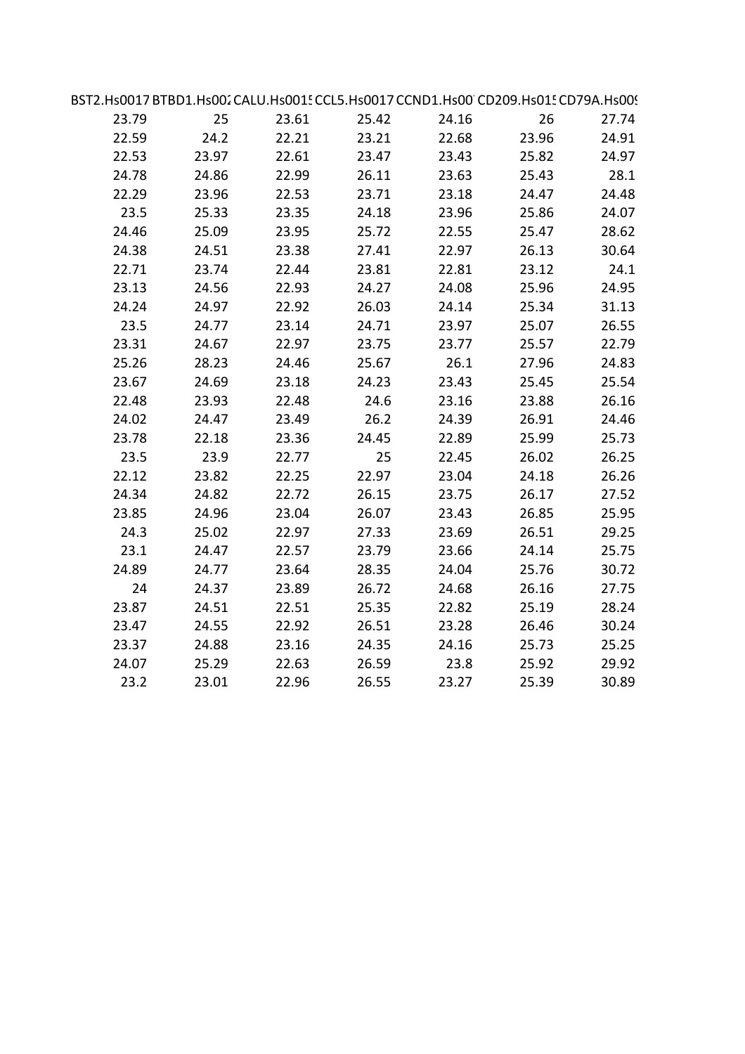| BST2.Hs0017 | BTBD1.Hs002 | CALU.Hs0015 | CCL5.Hs0017 | CCND1.Hs00 | CD209.Hs015 | CD79A.Hs009 |
|---|---|---|---|---|---|---|
| 23.79 | 25 | 23.61 | 25.42 | 24.16 | 26 | 27.74 |
| 22.59 | 24.2 | 22.21 | 23.21 | 22.68 | 23.96 | 24.91 |
| 22.53 | 23.97 | 22.61 | 23.47 | 23.43 | 25.82 | 24.97 |
| 24.78 | 24.86 | 22.99 | 26.11 | 23.63 | 25.43 | 28.1 |
| 22.29 | 23.96 | 22.53 | 23.71 | 23.18 | 24.47 | 24.48 |
| 23.5 | 25.33 | 23.35 | 24.18 | 23.96 | 25.86 | 24.07 |
| 24.46 | 25.09 | 23.95 | 25.72 | 22.55 | 25.47 | 28.62 |
| 24.38 | 24.51 | 23.38 | 27.41 | 22.97 | 26.13 | 30.64 |
| 22.71 | 23.74 | 22.44 | 23.81 | 22.81 | 23.12 | 24.1 |
| 23.13 | 24.56 | 22.93 | 24.27 | 24.08 | 25.96 | 24.95 |
| 24.24 | 24.97 | 22.92 | 26.03 | 24.14 | 25.34 | 31.13 |
| 23.5 | 24.77 | 23.14 | 24.71 | 23.97 | 25.07 | 26.55 |
| 23.31 | 24.67 | 22.97 | 23.75 | 23.77 | 25.57 | 22.79 |
| 25.26 | 28.23 | 24.46 | 25.67 | 26.1 | 27.96 | 24.83 |
| 23.67 | 24.69 | 23.18 | 24.23 | 23.43 | 25.45 | 25.54 |
| 22.48 | 23.93 | 22.48 | 24.6 | 23.16 | 23.88 | 26.16 |
| 24.02 | 24.47 | 23.49 | 26.2 | 24.39 | 26.91 | 24.46 |
| 23.78 | 22.18 | 23.36 | 24.45 | 22.89 | 25.99 | 25.73 |
| 23.5 | 23.9 | 22.77 | 25 | 22.45 | 26.02 | 26.25 |
| 22.12 | 23.82 | 22.25 | 22.97 | 23.04 | 24.18 | 26.26 |
| 24.34 | 24.82 | 22.72 | 26.15 | 23.75 | 26.17 | 27.52 |
| 23.85 | 24.96 | 23.04 | 26.07 | 23.43 | 26.85 | 25.95 |
| 24.3 | 25.02 | 22.97 | 27.33 | 23.69 | 26.51 | 29.25 |
| 23.1 | 24.47 | 22.57 | 23.79 | 23.66 | 24.14 | 25.75 |
| 24.89 | 24.77 | 23.64 | 28.35 | 24.04 | 25.76 | 30.72 |
| 24 | 24.37 | 23.89 | 26.72 | 24.68 | 26.16 | 27.75 |
| 23.87 | 24.51 | 22.51 | 25.35 | 22.82 | 25.19 | 28.24 |
| 23.47 | 24.55 | 22.92 | 26.51 | 23.28 | 26.46 | 30.24 |
| 23.37 | 24.88 | 23.16 | 24.35 | 24.16 | 25.73 | 25.25 |
| 24.07 | 25.29 | 22.63 | 26.59 | 23.8 | 25.92 | 29.92 |
| 23.2 | 23.01 | 22.96 | 26.55 | 23.27 | 25.39 | 30.89 |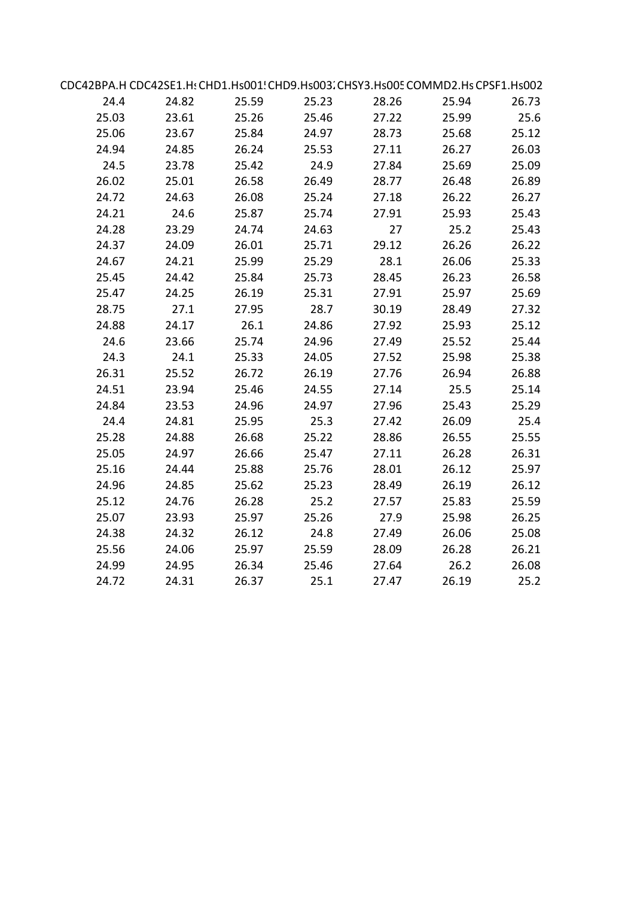| CDC42BPA.H | CDC42SE1.Hs | CHD1.Hs001 | CHD9.Hs003 | CHSY3.Hs005 | COMMD2.Hs | CPSF1.Hs002 |
|---|---|---|---|---|---|---|
| 24.4 | 24.82 | 25.59 | 25.23 | 28.26 | 25.94 | 26.73 |
| 25.03 | 23.61 | 25.26 | 25.46 | 27.22 | 25.99 | 25.6 |
| 25.06 | 23.67 | 25.84 | 24.97 | 28.73 | 25.68 | 25.12 |
| 24.94 | 24.85 | 26.24 | 25.53 | 27.11 | 26.27 | 26.03 |
| 24.5 | 23.78 | 25.42 | 24.9 | 27.84 | 25.69 | 25.09 |
| 26.02 | 25.01 | 26.58 | 26.49 | 28.77 | 26.48 | 26.89 |
| 24.72 | 24.63 | 26.08 | 25.24 | 27.18 | 26.22 | 26.27 |
| 24.21 | 24.6 | 25.87 | 25.74 | 27.91 | 25.93 | 25.43 |
| 24.28 | 23.29 | 24.74 | 24.63 | 27 | 25.2 | 25.43 |
| 24.37 | 24.09 | 26.01 | 25.71 | 29.12 | 26.26 | 26.22 |
| 24.67 | 24.21 | 25.99 | 25.29 | 28.1 | 26.06 | 25.33 |
| 25.45 | 24.42 | 25.84 | 25.73 | 28.45 | 26.23 | 26.58 |
| 25.47 | 24.25 | 26.19 | 25.31 | 27.91 | 25.97 | 25.69 |
| 28.75 | 27.1 | 27.95 | 28.7 | 30.19 | 28.49 | 27.32 |
| 24.88 | 24.17 | 26.1 | 24.86 | 27.92 | 25.93 | 25.12 |
| 24.6 | 23.66 | 25.74 | 24.96 | 27.49 | 25.52 | 25.44 |
| 24.3 | 24.1 | 25.33 | 24.05 | 27.52 | 25.98 | 25.38 |
| 26.31 | 25.52 | 26.72 | 26.19 | 27.76 | 26.94 | 26.88 |
| 24.51 | 23.94 | 25.46 | 24.55 | 27.14 | 25.5 | 25.14 |
| 24.84 | 23.53 | 24.96 | 24.97 | 27.96 | 25.43 | 25.29 |
| 24.4 | 24.81 | 25.95 | 25.3 | 27.42 | 26.09 | 25.4 |
| 25.28 | 24.88 | 26.68 | 25.22 | 28.86 | 26.55 | 25.55 |
| 25.05 | 24.97 | 26.66 | 25.47 | 27.11 | 26.28 | 26.31 |
| 25.16 | 24.44 | 25.88 | 25.76 | 28.01 | 26.12 | 25.97 |
| 24.96 | 24.85 | 25.62 | 25.23 | 28.49 | 26.19 | 26.12 |
| 25.12 | 24.76 | 26.28 | 25.2 | 27.57 | 25.83 | 25.59 |
| 25.07 | 23.93 | 25.97 | 25.26 | 27.9 | 25.98 | 26.25 |
| 24.38 | 24.32 | 26.12 | 24.8 | 27.49 | 26.06 | 25.08 |
| 25.56 | 24.06 | 25.97 | 25.59 | 28.09 | 26.28 | 26.21 |
| 24.99 | 24.95 | 26.34 | 25.46 | 27.64 | 26.2 | 26.08 |
| 24.72 | 24.31 | 26.37 | 25.1 | 27.47 | 26.19 | 25.2 |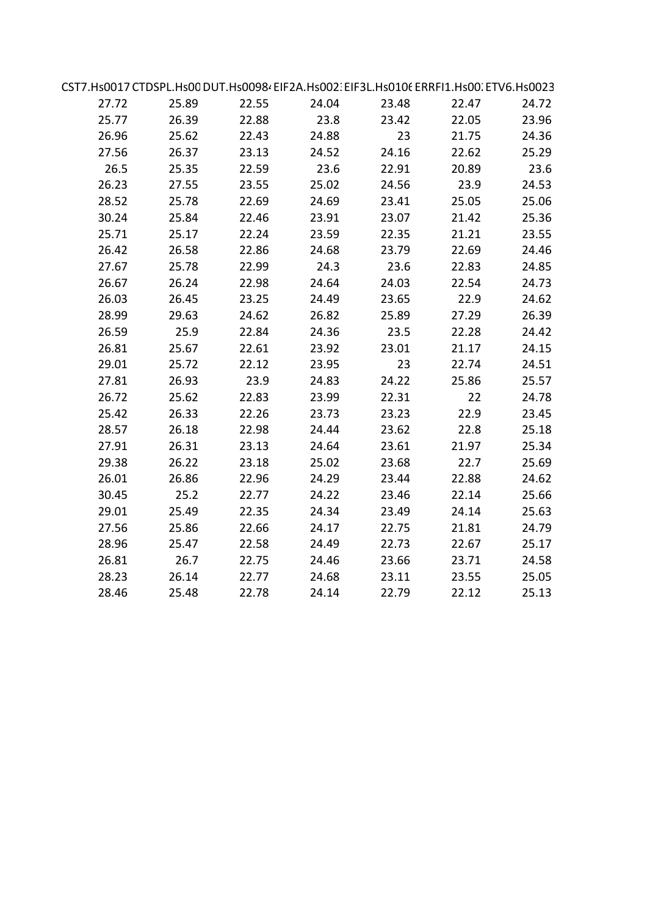| CST7.Hs0017 | CTDSPL.Hs00 | DUT.Hs0098 | EIF2A.Hs002 | EIF3L.Hs010 | ERRFI1.Hs00 | ETV6.Hs0023 |
|---|---|---|---|---|---|---|
| 27.72 | 25.89 | 22.55 | 24.04 | 23.48 | 22.47 | 24.72 |
| 25.77 | 26.39 | 22.88 | 23.8 | 23.42 | 22.05 | 23.96 |
| 26.96 | 25.62 | 22.43 | 24.88 | 23 | 21.75 | 24.36 |
| 27.56 | 26.37 | 23.13 | 24.52 | 24.16 | 22.62 | 25.29 |
| 26.5 | 25.35 | 22.59 | 23.6 | 22.91 | 20.89 | 23.6 |
| 26.23 | 27.55 | 23.55 | 25.02 | 24.56 | 23.9 | 24.53 |
| 28.52 | 25.78 | 22.69 | 24.69 | 23.41 | 25.05 | 25.06 |
| 30.24 | 25.84 | 22.46 | 23.91 | 23.07 | 21.42 | 25.36 |
| 25.71 | 25.17 | 22.24 | 23.59 | 22.35 | 21.21 | 23.55 |
| 26.42 | 26.58 | 22.86 | 24.68 | 23.79 | 22.69 | 24.46 |
| 27.67 | 25.78 | 22.99 | 24.3 | 23.6 | 22.83 | 24.85 |
| 26.67 | 26.24 | 22.98 | 24.64 | 24.03 | 22.54 | 24.73 |
| 26.03 | 26.45 | 23.25 | 24.49 | 23.65 | 22.9 | 24.62 |
| 28.99 | 29.63 | 24.62 | 26.82 | 25.89 | 27.29 | 26.39 |
| 26.59 | 25.9 | 22.84 | 24.36 | 23.5 | 22.28 | 24.42 |
| 26.81 | 25.67 | 22.61 | 23.92 | 23.01 | 21.17 | 24.15 |
| 29.01 | 25.72 | 22.12 | 23.95 | 23 | 22.74 | 24.51 |
| 27.81 | 26.93 | 23.9 | 24.83 | 24.22 | 25.86 | 25.57 |
| 26.72 | 25.62 | 22.83 | 23.99 | 22.31 | 22 | 24.78 |
| 25.42 | 26.33 | 22.26 | 23.73 | 23.23 | 22.9 | 23.45 |
| 28.57 | 26.18 | 22.98 | 24.44 | 23.62 | 22.8 | 25.18 |
| 27.91 | 26.31 | 23.13 | 24.64 | 23.61 | 21.97 | 25.34 |
| 29.38 | 26.22 | 23.18 | 25.02 | 23.68 | 22.7 | 25.69 |
| 26.01 | 26.86 | 22.96 | 24.29 | 23.44 | 22.88 | 24.62 |
| 30.45 | 25.2 | 22.77 | 24.22 | 23.46 | 22.14 | 25.66 |
| 29.01 | 25.49 | 22.35 | 24.34 | 23.49 | 24.14 | 25.63 |
| 27.56 | 25.86 | 22.66 | 24.17 | 22.75 | 21.81 | 24.79 |
| 28.96 | 25.47 | 22.58 | 24.49 | 22.73 | 22.67 | 25.17 |
| 26.81 | 26.7 | 22.75 | 24.46 | 23.66 | 23.71 | 24.58 |
| 28.23 | 26.14 | 22.77 | 24.68 | 23.11 | 23.55 | 25.05 |
| 28.46 | 25.48 | 22.78 | 24.14 | 22.79 | 22.12 | 25.13 |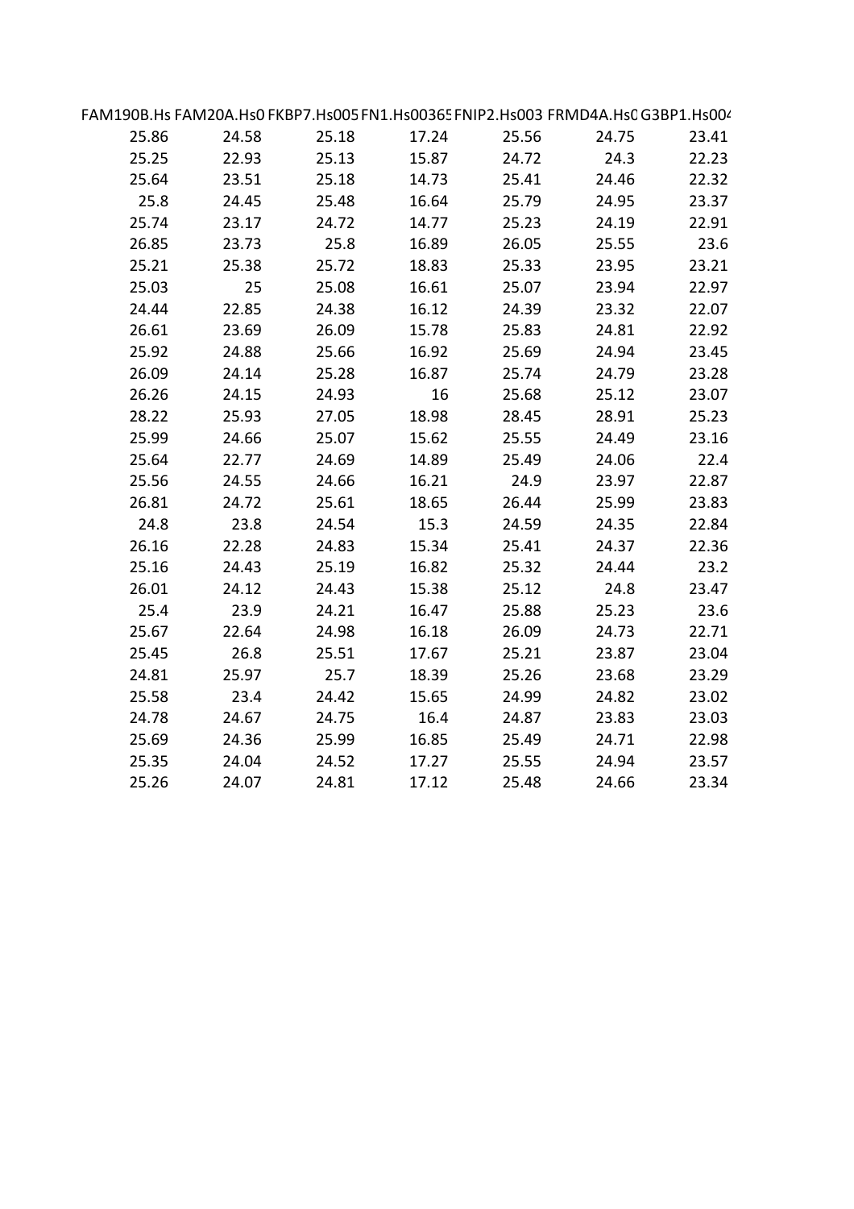| FAM190B.Hs | FAM20A.Hs0 | FKBP7.Hs005 | FN1.Hs00365 | FNIP2.Hs003 | FRMD4A.Hs0 | G3BP1.Hs004 |
|---|---|---|---|---|---|---|
| 25.86 | 24.58 | 25.18 | 17.24 | 25.56 | 24.75 | 23.41 |
| 25.25 | 22.93 | 25.13 | 15.87 | 24.72 | 24.3 | 22.23 |
| 25.64 | 23.51 | 25.18 | 14.73 | 25.41 | 24.46 | 22.32 |
| 25.8 | 24.45 | 25.48 | 16.64 | 25.79 | 24.95 | 23.37 |
| 25.74 | 23.17 | 24.72 | 14.77 | 25.23 | 24.19 | 22.91 |
| 26.85 | 23.73 | 25.8 | 16.89 | 26.05 | 25.55 | 23.6 |
| 25.21 | 25.38 | 25.72 | 18.83 | 25.33 | 23.95 | 23.21 |
| 25.03 | 25 | 25.08 | 16.61 | 25.07 | 23.94 | 22.97 |
| 24.44 | 22.85 | 24.38 | 16.12 | 24.39 | 23.32 | 22.07 |
| 26.61 | 23.69 | 26.09 | 15.78 | 25.83 | 24.81 | 22.92 |
| 25.92 | 24.88 | 25.66 | 16.92 | 25.69 | 24.94 | 23.45 |
| 26.09 | 24.14 | 25.28 | 16.87 | 25.74 | 24.79 | 23.28 |
| 26.26 | 24.15 | 24.93 | 16 | 25.68 | 25.12 | 23.07 |
| 28.22 | 25.93 | 27.05 | 18.98 | 28.45 | 28.91 | 25.23 |
| 25.99 | 24.66 | 25.07 | 15.62 | 25.55 | 24.49 | 23.16 |
| 25.64 | 22.77 | 24.69 | 14.89 | 25.49 | 24.06 | 22.4 |
| 25.56 | 24.55 | 24.66 | 16.21 | 24.9 | 23.97 | 22.87 |
| 26.81 | 24.72 | 25.61 | 18.65 | 26.44 | 25.99 | 23.83 |
| 24.8 | 23.8 | 24.54 | 15.3 | 24.59 | 24.35 | 22.84 |
| 26.16 | 22.28 | 24.83 | 15.34 | 25.41 | 24.37 | 22.36 |
| 25.16 | 24.43 | 25.19 | 16.82 | 25.32 | 24.44 | 23.2 |
| 26.01 | 24.12 | 24.43 | 15.38 | 25.12 | 24.8 | 23.47 |
| 25.4 | 23.9 | 24.21 | 16.47 | 25.88 | 25.23 | 23.6 |
| 25.67 | 22.64 | 24.98 | 16.18 | 26.09 | 24.73 | 22.71 |
| 25.45 | 26.8 | 25.51 | 17.67 | 25.21 | 23.87 | 23.04 |
| 24.81 | 25.97 | 25.7 | 18.39 | 25.26 | 23.68 | 23.29 |
| 25.58 | 23.4 | 24.42 | 15.65 | 24.99 | 24.82 | 23.02 |
| 24.78 | 24.67 | 24.75 | 16.4 | 24.87 | 23.83 | 23.03 |
| 25.69 | 24.36 | 25.99 | 16.85 | 25.49 | 24.71 | 22.98 |
| 25.35 | 24.04 | 24.52 | 17.27 | 25.55 | 24.94 | 23.57 |
| 25.26 | 24.07 | 24.81 | 17.12 | 25.48 | 24.66 | 23.34 |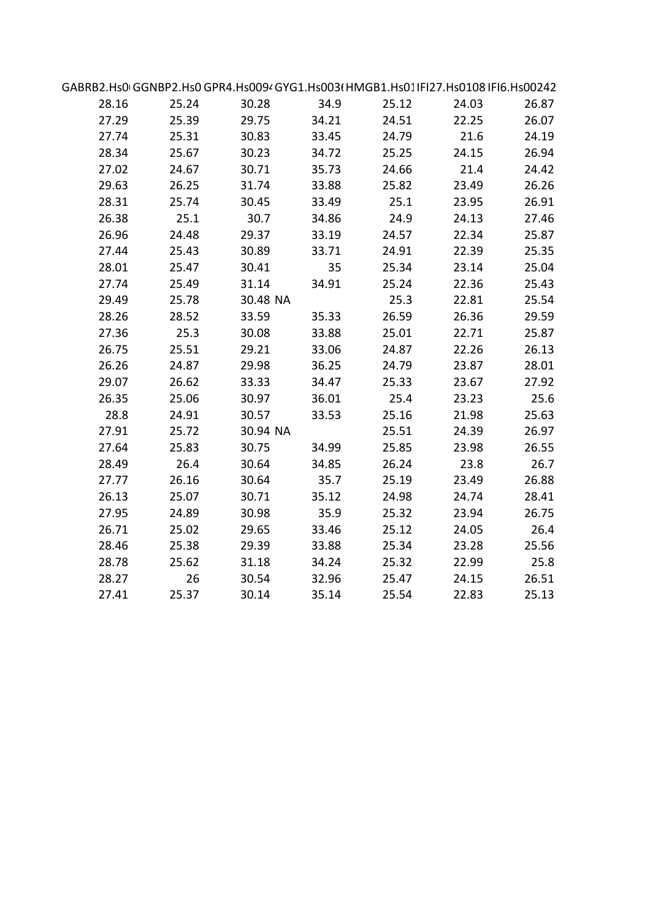| GABRB2.Hs0 | GGNBP2.Hs0 | GPR4.Hs0094 | GYG1.Hs003 | HMGB1.Hs01 | IFI27.Hs0108 | IFI6.Hs00242 |
|---|---|---|---|---|---|---|
| 28.16 | 25.24 | 30.28 | 34.9 | 25.12 | 24.03 | 26.87 |
| 27.29 | 25.39 | 29.75 | 34.21 | 24.51 | 22.25 | 26.07 |
| 27.74 | 25.31 | 30.83 | 33.45 | 24.79 | 21.6 | 24.19 |
| 28.34 | 25.67 | 30.23 | 34.72 | 25.25 | 24.15 | 26.94 |
| 27.02 | 24.67 | 30.71 | 35.73 | 24.66 | 21.4 | 24.42 |
| 29.63 | 26.25 | 31.74 | 33.88 | 25.82 | 23.49 | 26.26 |
| 28.31 | 25.74 | 30.45 | 33.49 | 25.1 | 23.95 | 26.91 |
| 26.38 | 25.1 | 30.7 | 34.86 | 24.9 | 24.13 | 27.46 |
| 26.96 | 24.48 | 29.37 | 33.19 | 24.57 | 22.34 | 25.87 |
| 27.44 | 25.43 | 30.89 | 33.71 | 24.91 | 22.39 | 25.35 |
| 28.01 | 25.47 | 30.41 | 35 | 25.34 | 23.14 | 25.04 |
| 27.74 | 25.49 | 31.14 | 34.91 | 25.24 | 22.36 | 25.43 |
| 29.49 | 25.78 | 30.48 | NA | 25.3 | 22.81 | 25.54 |
| 28.26 | 28.52 | 33.59 | 35.33 | 26.59 | 26.36 | 29.59 |
| 27.36 | 25.3 | 30.08 | 33.88 | 25.01 | 22.71 | 25.87 |
| 26.75 | 25.51 | 29.21 | 33.06 | 24.87 | 22.26 | 26.13 |
| 26.26 | 24.87 | 29.98 | 36.25 | 24.79 | 23.87 | 28.01 |
| 29.07 | 26.62 | 33.33 | 34.47 | 25.33 | 23.67 | 27.92 |
| 26.35 | 25.06 | 30.97 | 36.01 | 25.4 | 23.23 | 25.6 |
| 28.8 | 24.91 | 30.57 | 33.53 | 25.16 | 21.98 | 25.63 |
| 27.91 | 25.72 | 30.94 | NA | 25.51 | 24.39 | 26.97 |
| 27.64 | 25.83 | 30.75 | 34.99 | 25.85 | 23.98 | 26.55 |
| 28.49 | 26.4 | 30.64 | 34.85 | 26.24 | 23.8 | 26.7 |
| 27.77 | 26.16 | 30.64 | 35.7 | 25.19 | 23.49 | 26.88 |
| 26.13 | 25.07 | 30.71 | 35.12 | 24.98 | 24.74 | 28.41 |
| 27.95 | 24.89 | 30.98 | 35.9 | 25.32 | 23.94 | 26.75 |
| 26.71 | 25.02 | 29.65 | 33.46 | 25.12 | 24.05 | 26.4 |
| 28.46 | 25.38 | 29.39 | 33.88 | 25.34 | 23.28 | 25.56 |
| 28.78 | 25.62 | 31.18 | 34.24 | 25.32 | 22.99 | 25.8 |
| 28.27 | 26 | 30.54 | 32.96 | 25.47 | 24.15 | 26.51 |
| 27.41 | 25.37 | 30.14 | 35.14 | 25.54 | 22.83 | 25.13 |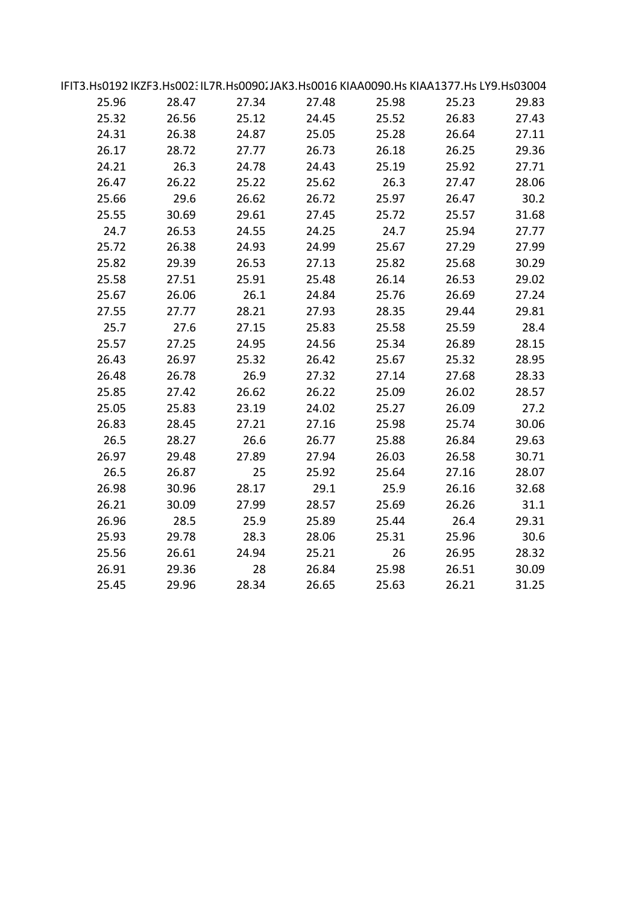| IFIT3.Hs0192 | IKZF3.Hs002 | IL7R.Hs0090 | JAK3.Hs0016 | KIAA0090.Hs | KIAA1377.Hs | LY9.Hs03004 |
|---|---|---|---|---|---|---|
| 25.96 | 28.47 | 27.34 | 27.48 | 25.98 | 25.23 | 29.83 |
| 25.32 | 26.56 | 25.12 | 24.45 | 25.52 | 26.83 | 27.43 |
| 24.31 | 26.38 | 24.87 | 25.05 | 25.28 | 26.64 | 27.11 |
| 26.17 | 28.72 | 27.77 | 26.73 | 26.18 | 26.25 | 29.36 |
| 24.21 | 26.3 | 24.78 | 24.43 | 25.19 | 25.92 | 27.71 |
| 26.47 | 26.22 | 25.22 | 25.62 | 26.3 | 27.47 | 28.06 |
| 25.66 | 29.6 | 26.62 | 26.72 | 25.97 | 26.47 | 30.2 |
| 25.55 | 30.69 | 29.61 | 27.45 | 25.72 | 25.57 | 31.68 |
| 24.7 | 26.53 | 24.55 | 24.25 | 24.7 | 25.94 | 27.77 |
| 25.72 | 26.38 | 24.93 | 24.99 | 25.67 | 27.29 | 27.99 |
| 25.82 | 29.39 | 26.53 | 27.13 | 25.82 | 25.68 | 30.29 |
| 25.58 | 27.51 | 25.91 | 25.48 | 26.14 | 26.53 | 29.02 |
| 25.67 | 26.06 | 26.1 | 24.84 | 25.76 | 26.69 | 27.24 |
| 27.55 | 27.77 | 28.21 | 27.93 | 28.35 | 29.44 | 29.81 |
| 25.7 | 27.6 | 27.15 | 25.83 | 25.58 | 25.59 | 28.4 |
| 25.57 | 27.25 | 24.95 | 24.56 | 25.34 | 26.89 | 28.15 |
| 26.43 | 26.97 | 25.32 | 26.42 | 25.67 | 25.32 | 28.95 |
| 26.48 | 26.78 | 26.9 | 27.32 | 27.14 | 27.68 | 28.33 |
| 25.85 | 27.42 | 26.62 | 26.22 | 25.09 | 26.02 | 28.57 |
| 25.05 | 25.83 | 23.19 | 24.02 | 25.27 | 26.09 | 27.2 |
| 26.83 | 28.45 | 27.21 | 27.16 | 25.98 | 25.74 | 30.06 |
| 26.5 | 28.27 | 26.6 | 26.77 | 25.88 | 26.84 | 29.63 |
| 26.97 | 29.48 | 27.89 | 27.94 | 26.03 | 26.58 | 30.71 |
| 26.5 | 26.87 | 25 | 25.92 | 25.64 | 27.16 | 28.07 |
| 26.98 | 30.96 | 28.17 | 29.1 | 25.9 | 26.16 | 32.68 |
| 26.21 | 30.09 | 27.99 | 28.57 | 25.69 | 26.26 | 31.1 |
| 26.96 | 28.5 | 25.9 | 25.89 | 25.44 | 26.4 | 29.31 |
| 25.93 | 29.78 | 28.3 | 28.06 | 25.31 | 25.96 | 30.6 |
| 25.56 | 26.61 | 24.94 | 25.21 | 26 | 26.95 | 28.32 |
| 26.91 | 29.36 | 28 | 26.84 | 25.98 | 26.51 | 30.09 |
| 25.45 | 29.96 | 28.34 | 26.65 | 25.63 | 26.21 | 31.25 |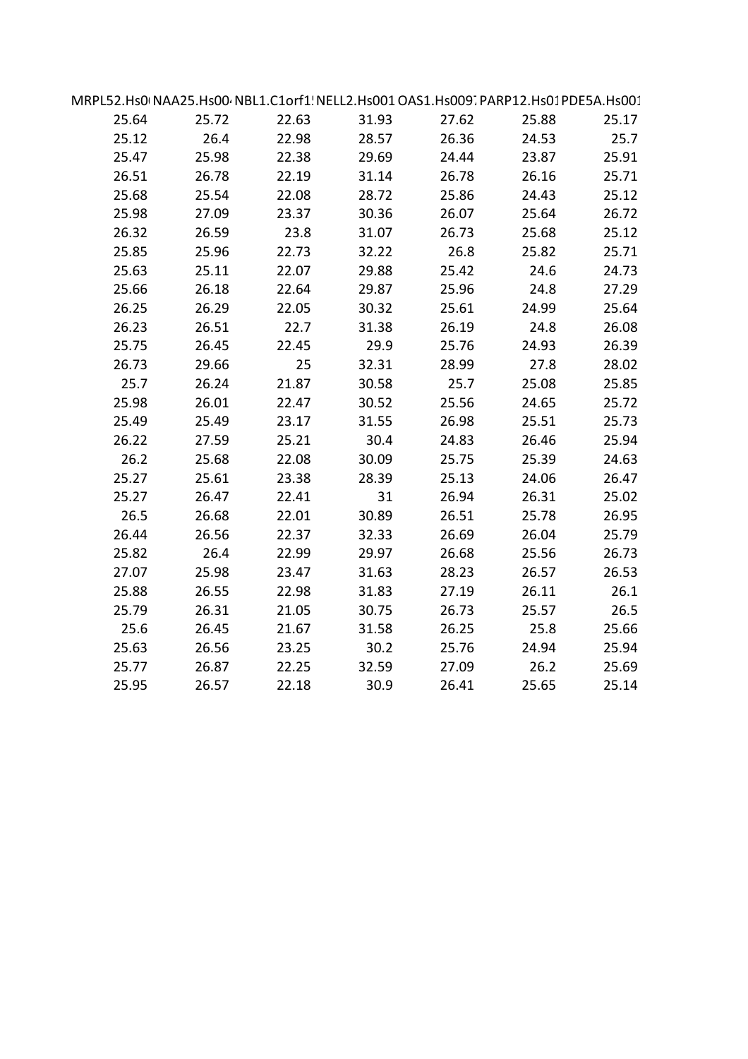| MRPL52.Hs0 | NAA25.Hs00 | NBL1.C1orf1 | NELL2.Hs001 | OAS1.Hs009 | PARP12.Hs01 | PDE5A.Hs001 |
|---|---|---|---|---|---|---|
| 25.64 | 25.72 | 22.63 | 31.93 | 27.62 | 25.88 | 25.17 |
| 25.12 | 26.4 | 22.98 | 28.57 | 26.36 | 24.53 | 25.7 |
| 25.47 | 25.98 | 22.38 | 29.69 | 24.44 | 23.87 | 25.91 |
| 26.51 | 26.78 | 22.19 | 31.14 | 26.78 | 26.16 | 25.71 |
| 25.68 | 25.54 | 22.08 | 28.72 | 25.86 | 24.43 | 25.12 |
| 25.98 | 27.09 | 23.37 | 30.36 | 26.07 | 25.64 | 26.72 |
| 26.32 | 26.59 | 23.8 | 31.07 | 26.73 | 25.68 | 25.12 |
| 25.85 | 25.96 | 22.73 | 32.22 | 26.8 | 25.82 | 25.71 |
| 25.63 | 25.11 | 22.07 | 29.88 | 25.42 | 24.6 | 24.73 |
| 25.66 | 26.18 | 22.64 | 29.87 | 25.96 | 24.8 | 27.29 |
| 26.25 | 26.29 | 22.05 | 30.32 | 25.61 | 24.99 | 25.64 |
| 26.23 | 26.51 | 22.7 | 31.38 | 26.19 | 24.8 | 26.08 |
| 25.75 | 26.45 | 22.45 | 29.9 | 25.76 | 24.93 | 26.39 |
| 26.73 | 29.66 | 25 | 32.31 | 28.99 | 27.8 | 28.02 |
| 25.7 | 26.24 | 21.87 | 30.58 | 25.7 | 25.08 | 25.85 |
| 25.98 | 26.01 | 22.47 | 30.52 | 25.56 | 24.65 | 25.72 |
| 25.49 | 25.49 | 23.17 | 31.55 | 26.98 | 25.51 | 25.73 |
| 26.22 | 27.59 | 25.21 | 30.4 | 24.83 | 26.46 | 25.94 |
| 26.2 | 25.68 | 22.08 | 30.09 | 25.75 | 25.39 | 24.63 |
| 25.27 | 25.61 | 23.38 | 28.39 | 25.13 | 24.06 | 26.47 |
| 25.27 | 26.47 | 22.41 | 31 | 26.94 | 26.31 | 25.02 |
| 26.5 | 26.68 | 22.01 | 30.89 | 26.51 | 25.78 | 26.95 |
| 26.44 | 26.56 | 22.37 | 32.33 | 26.69 | 26.04 | 25.79 |
| 25.82 | 26.4 | 22.99 | 29.97 | 26.68 | 25.56 | 26.73 |
| 27.07 | 25.98 | 23.47 | 31.63 | 28.23 | 26.57 | 26.53 |
| 25.88 | 26.55 | 22.98 | 31.83 | 27.19 | 26.11 | 26.1 |
| 25.79 | 26.31 | 21.05 | 30.75 | 26.73 | 25.57 | 26.5 |
| 25.6 | 26.45 | 21.67 | 31.58 | 26.25 | 25.8 | 25.66 |
| 25.63 | 26.56 | 23.25 | 30.2 | 25.76 | 24.94 | 25.94 |
| 25.77 | 26.87 | 22.25 | 32.59 | 27.09 | 26.2 | 25.69 |
| 25.95 | 26.57 | 22.18 | 30.9 | 26.41 | 25.65 | 25.14 |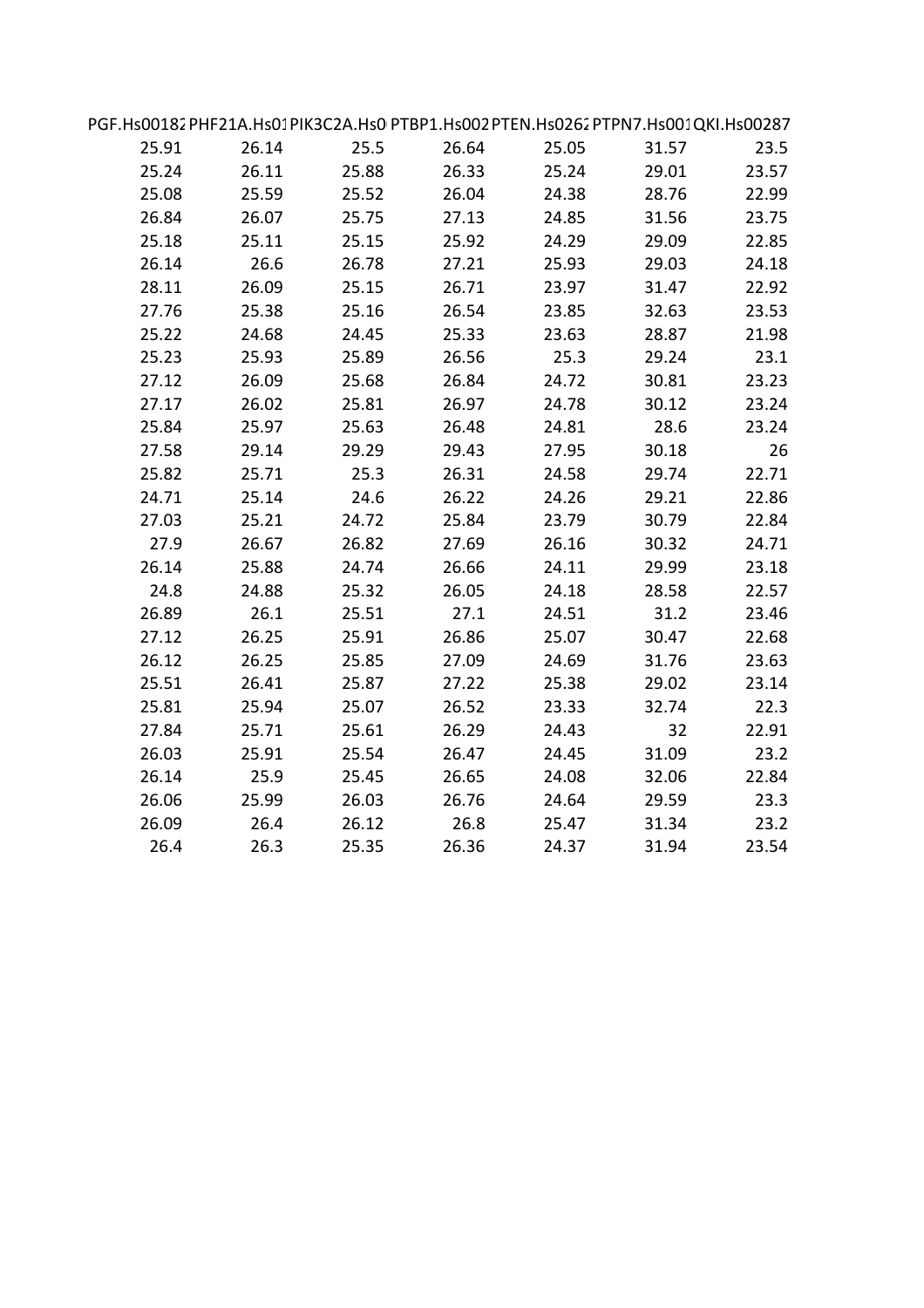| PGF.Hs00182 | PHF21A.Hs01 | PIK3C2A.Hs0 | PTBP1.Hs002 | PTEN.Hs0262 | PTPN7.Hs001 | QKI.Hs00287 |
|---|---|---|---|---|---|---|
| 25.91 | 26.14 | 25.5 | 26.64 | 25.05 | 31.57 | 23.5 |
| 25.24 | 26.11 | 25.88 | 26.33 | 25.24 | 29.01 | 23.57 |
| 25.08 | 25.59 | 25.52 | 26.04 | 24.38 | 28.76 | 22.99 |
| 26.84 | 26.07 | 25.75 | 27.13 | 24.85 | 31.56 | 23.75 |
| 25.18 | 25.11 | 25.15 | 25.92 | 24.29 | 29.09 | 22.85 |
| 26.14 | 26.6 | 26.78 | 27.21 | 25.93 | 29.03 | 24.18 |
| 28.11 | 26.09 | 25.15 | 26.71 | 23.97 | 31.47 | 22.92 |
| 27.76 | 25.38 | 25.16 | 26.54 | 23.85 | 32.63 | 23.53 |
| 25.22 | 24.68 | 24.45 | 25.33 | 23.63 | 28.87 | 21.98 |
| 25.23 | 25.93 | 25.89 | 26.56 | 25.3 | 29.24 | 23.1 |
| 27.12 | 26.09 | 25.68 | 26.84 | 24.72 | 30.81 | 23.23 |
| 27.17 | 26.02 | 25.81 | 26.97 | 24.78 | 30.12 | 23.24 |
| 25.84 | 25.97 | 25.63 | 26.48 | 24.81 | 28.6 | 23.24 |
| 27.58 | 29.14 | 29.29 | 29.43 | 27.95 | 30.18 | 26 |
| 25.82 | 25.71 | 25.3 | 26.31 | 24.58 | 29.74 | 22.71 |
| 24.71 | 25.14 | 24.6 | 26.22 | 24.26 | 29.21 | 22.86 |
| 27.03 | 25.21 | 24.72 | 25.84 | 23.79 | 30.79 | 22.84 |
| 27.9 | 26.67 | 26.82 | 27.69 | 26.16 | 30.32 | 24.71 |
| 26.14 | 25.88 | 24.74 | 26.66 | 24.11 | 29.99 | 23.18 |
| 24.8 | 24.88 | 25.32 | 26.05 | 24.18 | 28.58 | 22.57 |
| 26.89 | 26.1 | 25.51 | 27.1 | 24.51 | 31.2 | 23.46 |
| 27.12 | 26.25 | 25.91 | 26.86 | 25.07 | 30.47 | 22.68 |
| 26.12 | 26.25 | 25.85 | 27.09 | 24.69 | 31.76 | 23.63 |
| 25.51 | 26.41 | 25.87 | 27.22 | 25.38 | 29.02 | 23.14 |
| 25.81 | 25.94 | 25.07 | 26.52 | 23.33 | 32.74 | 22.3 |
| 27.84 | 25.71 | 25.61 | 26.29 | 24.43 | 32 | 22.91 |
| 26.03 | 25.91 | 25.54 | 26.47 | 24.45 | 31.09 | 23.2 |
| 26.14 | 25.9 | 25.45 | 26.65 | 24.08 | 32.06 | 22.84 |
| 26.06 | 25.99 | 26.03 | 26.76 | 24.64 | 29.59 | 23.3 |
| 26.09 | 26.4 | 26.12 | 26.8 | 25.47 | 31.34 | 23.2 |
| 26.4 | 26.3 | 25.35 | 26.36 | 24.37 | 31.94 | 23.54 |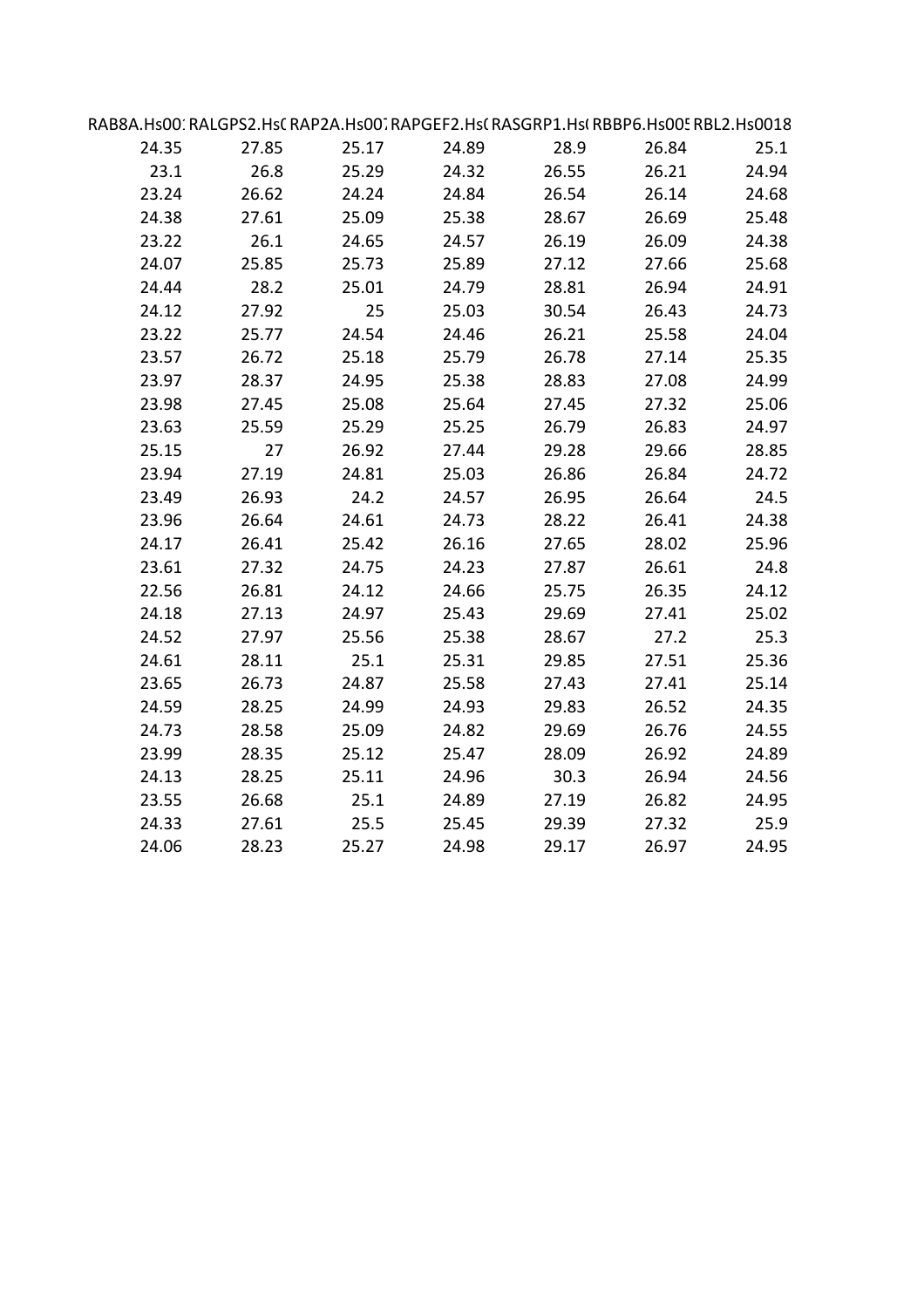| RAB8A.Hs00 | RALGPS2.Hs( | RAP2A.Hs00 | RAPGEF2.Hs( | RASGRP1.Hs( | RBBP6.Hs00 | RBL2.Hs0018 |
|---|---|---|---|---|---|---|
| 24.35 | 27.85 | 25.17 | 24.89 | 28.9 | 26.84 | 25.1 |
| 23.1 | 26.8 | 25.29 | 24.32 | 26.55 | 26.21 | 24.94 |
| 23.24 | 26.62 | 24.24 | 24.84 | 26.54 | 26.14 | 24.68 |
| 24.38 | 27.61 | 25.09 | 25.38 | 28.67 | 26.69 | 25.48 |
| 23.22 | 26.1 | 24.65 | 24.57 | 26.19 | 26.09 | 24.38 |
| 24.07 | 25.85 | 25.73 | 25.89 | 27.12 | 27.66 | 25.68 |
| 24.44 | 28.2 | 25.01 | 24.79 | 28.81 | 26.94 | 24.91 |
| 24.12 | 27.92 | 25 | 25.03 | 30.54 | 26.43 | 24.73 |
| 23.22 | 25.77 | 24.54 | 24.46 | 26.21 | 25.58 | 24.04 |
| 23.57 | 26.72 | 25.18 | 25.79 | 26.78 | 27.14 | 25.35 |
| 23.97 | 28.37 | 24.95 | 25.38 | 28.83 | 27.08 | 24.99 |
| 23.98 | 27.45 | 25.08 | 25.64 | 27.45 | 27.32 | 25.06 |
| 23.63 | 25.59 | 25.29 | 25.25 | 26.79 | 26.83 | 24.97 |
| 25.15 | 27 | 26.92 | 27.44 | 29.28 | 29.66 | 28.85 |
| 23.94 | 27.19 | 24.81 | 25.03 | 26.86 | 26.84 | 24.72 |
| 23.49 | 26.93 | 24.2 | 24.57 | 26.95 | 26.64 | 24.5 |
| 23.96 | 26.64 | 24.61 | 24.73 | 28.22 | 26.41 | 24.38 |
| 24.17 | 26.41 | 25.42 | 26.16 | 27.65 | 28.02 | 25.96 |
| 23.61 | 27.32 | 24.75 | 24.23 | 27.87 | 26.61 | 24.8 |
| 22.56 | 26.81 | 24.12 | 24.66 | 25.75 | 26.35 | 24.12 |
| 24.18 | 27.13 | 24.97 | 25.43 | 29.69 | 27.41 | 25.02 |
| 24.52 | 27.97 | 25.56 | 25.38 | 28.67 | 27.2 | 25.3 |
| 24.61 | 28.11 | 25.1 | 25.31 | 29.85 | 27.51 | 25.36 |
| 23.65 | 26.73 | 24.87 | 25.58 | 27.43 | 27.41 | 25.14 |
| 24.59 | 28.25 | 24.99 | 24.93 | 29.83 | 26.52 | 24.35 |
| 24.73 | 28.58 | 25.09 | 24.82 | 29.69 | 26.76 | 24.55 |
| 23.99 | 28.35 | 25.12 | 25.47 | 28.09 | 26.92 | 24.89 |
| 24.13 | 28.25 | 25.11 | 24.96 | 30.3 | 26.94 | 24.56 |
| 23.55 | 26.68 | 25.1 | 24.89 | 27.19 | 26.82 | 24.95 |
| 24.33 | 27.61 | 25.5 | 25.45 | 29.39 | 27.32 | 25.9 |
| 24.06 | 28.23 | 25.27 | 24.98 | 29.17 | 26.97 | 24.95 |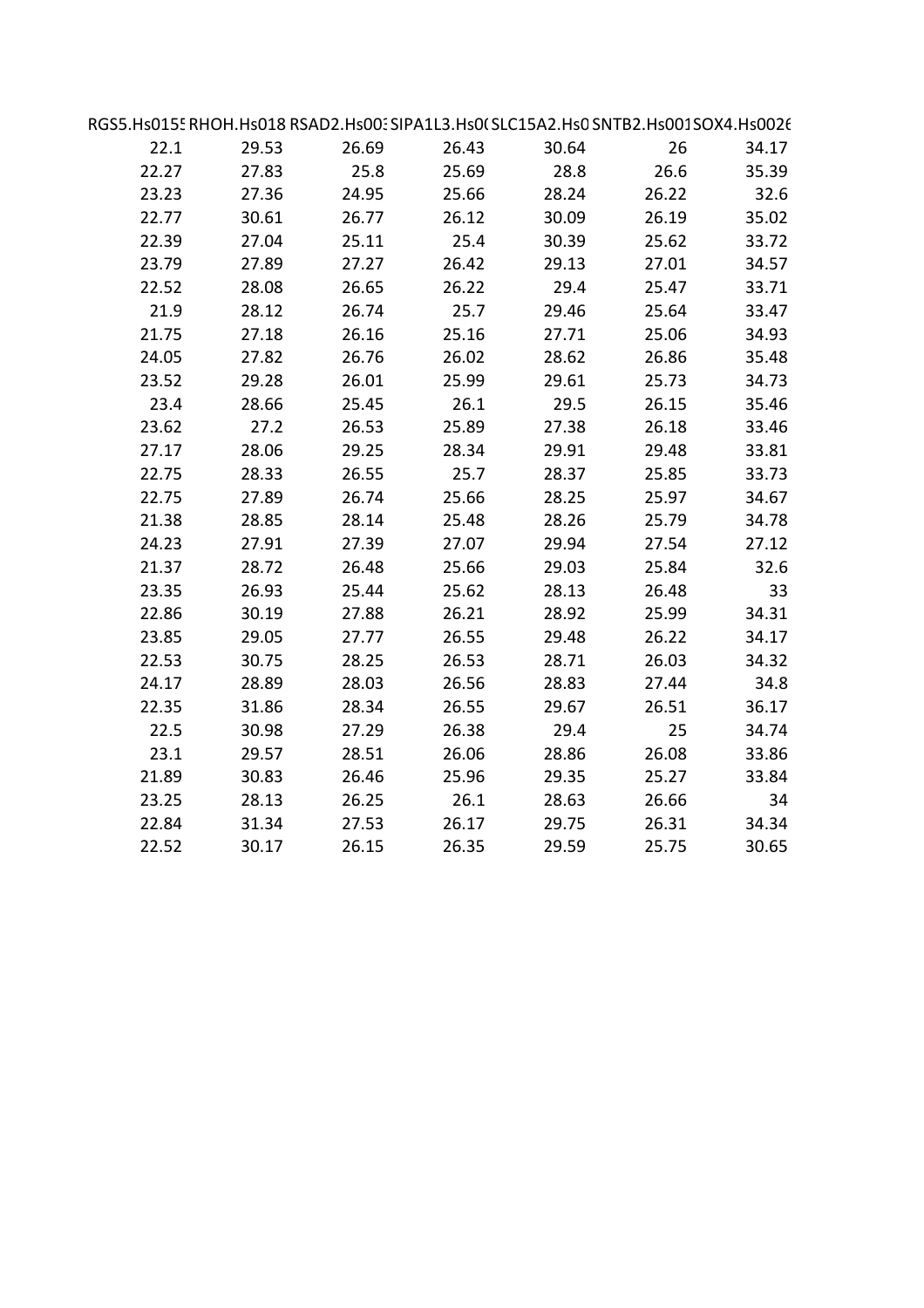| RGS5.Hs0155 | RHOH.Hs018 | RSAD2.Hs003 | SIPA1L3.Hs0( | SLC15A2.Hs0 | SNTB2.Hs001 | SOX4.Hs0026 |
|---|---|---|---|---|---|---|
| 22.1 | 29.53 | 26.69 | 26.43 | 30.64 | 26 | 34.17 |
| 22.27 | 27.83 | 25.8 | 25.69 | 28.8 | 26.6 | 35.39 |
| 23.23 | 27.36 | 24.95 | 25.66 | 28.24 | 26.22 | 32.6 |
| 22.77 | 30.61 | 26.77 | 26.12 | 30.09 | 26.19 | 35.02 |
| 22.39 | 27.04 | 25.11 | 25.4 | 30.39 | 25.62 | 33.72 |
| 23.79 | 27.89 | 27.27 | 26.42 | 29.13 | 27.01 | 34.57 |
| 22.52 | 28.08 | 26.65 | 26.22 | 29.4 | 25.47 | 33.71 |
| 21.9 | 28.12 | 26.74 | 25.7 | 29.46 | 25.64 | 33.47 |
| 21.75 | 27.18 | 26.16 | 25.16 | 27.71 | 25.06 | 34.93 |
| 24.05 | 27.82 | 26.76 | 26.02 | 28.62 | 26.86 | 35.48 |
| 23.52 | 29.28 | 26.01 | 25.99 | 29.61 | 25.73 | 34.73 |
| 23.4 | 28.66 | 25.45 | 26.1 | 29.5 | 26.15 | 35.46 |
| 23.62 | 27.2 | 26.53 | 25.89 | 27.38 | 26.18 | 33.46 |
| 27.17 | 28.06 | 29.25 | 28.34 | 29.91 | 29.48 | 33.81 |
| 22.75 | 28.33 | 26.55 | 25.7 | 28.37 | 25.85 | 33.73 |
| 22.75 | 27.89 | 26.74 | 25.66 | 28.25 | 25.97 | 34.67 |
| 21.38 | 28.85 | 28.14 | 25.48 | 28.26 | 25.79 | 34.78 |
| 24.23 | 27.91 | 27.39 | 27.07 | 29.94 | 27.54 | 27.12 |
| 21.37 | 28.72 | 26.48 | 25.66 | 29.03 | 25.84 | 32.6 |
| 23.35 | 26.93 | 25.44 | 25.62 | 28.13 | 26.48 | 33 |
| 22.86 | 30.19 | 27.88 | 26.21 | 28.92 | 25.99 | 34.31 |
| 23.85 | 29.05 | 27.77 | 26.55 | 29.48 | 26.22 | 34.17 |
| 22.53 | 30.75 | 28.25 | 26.53 | 28.71 | 26.03 | 34.32 |
| 24.17 | 28.89 | 28.03 | 26.56 | 28.83 | 27.44 | 34.8 |
| 22.35 | 31.86 | 28.34 | 26.55 | 29.67 | 26.51 | 36.17 |
| 22.5 | 30.98 | 27.29 | 26.38 | 29.4 | 25 | 34.74 |
| 23.1 | 29.57 | 28.51 | 26.06 | 28.86 | 26.08 | 33.86 |
| 21.89 | 30.83 | 26.46 | 25.96 | 29.35 | 25.27 | 33.84 |
| 23.25 | 28.13 | 26.25 | 26.1 | 28.63 | 26.66 | 34 |
| 22.84 | 31.34 | 27.53 | 26.17 | 29.75 | 26.31 | 34.34 |
| 22.52 | 30.17 | 26.15 | 26.35 | 29.59 | 25.75 | 30.65 |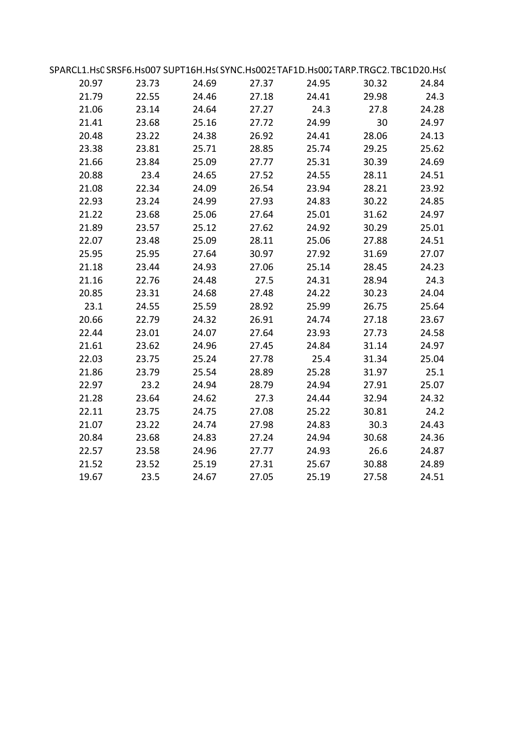| SPARCL1.Hs0 | SRSF6.Hs007 | SUPT16H.Hs( | SYNC.Hs0025 | TAF1D.Hs002 | TARP.TRGC2. | TBC1D20.Hs( |
|---|---|---|---|---|---|---|
| 20.97 | 23.73 | 24.69 | 27.37 | 24.95 | 30.32 | 24.84 |
| 21.79 | 22.55 | 24.46 | 27.18 | 24.41 | 29.98 | 24.3 |
| 21.06 | 23.14 | 24.64 | 27.27 | 24.3 | 27.8 | 24.28 |
| 21.41 | 23.68 | 25.16 | 27.72 | 24.99 | 30 | 24.97 |
| 20.48 | 23.22 | 24.38 | 26.92 | 24.41 | 28.06 | 24.13 |
| 23.38 | 23.81 | 25.71 | 28.85 | 25.74 | 29.25 | 25.62 |
| 21.66 | 23.84 | 25.09 | 27.77 | 25.31 | 30.39 | 24.69 |
| 20.88 | 23.4 | 24.65 | 27.52 | 24.55 | 28.11 | 24.51 |
| 21.08 | 22.34 | 24.09 | 26.54 | 23.94 | 28.21 | 23.92 |
| 22.93 | 23.24 | 24.99 | 27.93 | 24.83 | 30.22 | 24.85 |
| 21.22 | 23.68 | 25.06 | 27.64 | 25.01 | 31.62 | 24.97 |
| 21.89 | 23.57 | 25.12 | 27.62 | 24.92 | 30.29 | 25.01 |
| 22.07 | 23.48 | 25.09 | 28.11 | 25.06 | 27.88 | 24.51 |
| 25.95 | 25.95 | 27.64 | 30.97 | 27.92 | 31.69 | 27.07 |
| 21.18 | 23.44 | 24.93 | 27.06 | 25.14 | 28.45 | 24.23 |
| 21.16 | 22.76 | 24.48 | 27.5 | 24.31 | 28.94 | 24.3 |
| 20.85 | 23.31 | 24.68 | 27.48 | 24.22 | 30.23 | 24.04 |
| 23.1 | 24.55 | 25.59 | 28.92 | 25.99 | 26.75 | 25.64 |
| 20.66 | 22.79 | 24.32 | 26.91 | 24.74 | 27.18 | 23.67 |
| 22.44 | 23.01 | 24.07 | 27.64 | 23.93 | 27.73 | 24.58 |
| 21.61 | 23.62 | 24.96 | 27.45 | 24.84 | 31.14 | 24.97 |
| 22.03 | 23.75 | 25.24 | 27.78 | 25.4 | 31.34 | 25.04 |
| 21.86 | 23.79 | 25.54 | 28.89 | 25.28 | 31.97 | 25.1 |
| 22.97 | 23.2 | 24.94 | 28.79 | 24.94 | 27.91 | 25.07 |
| 21.28 | 23.64 | 24.62 | 27.3 | 24.44 | 32.94 | 24.32 |
| 22.11 | 23.75 | 24.75 | 27.08 | 25.22 | 30.81 | 24.2 |
| 21.07 | 23.22 | 24.74 | 27.98 | 24.83 | 30.3 | 24.43 |
| 20.84 | 23.68 | 24.83 | 27.24 | 24.94 | 30.68 | 24.36 |
| 22.57 | 23.58 | 24.96 | 27.77 | 24.93 | 26.6 | 24.87 |
| 21.52 | 23.52 | 25.19 | 27.31 | 25.67 | 30.88 | 24.89 |
| 19.67 | 23.5 | 24.67 | 27.05 | 25.19 | 27.58 | 24.51 |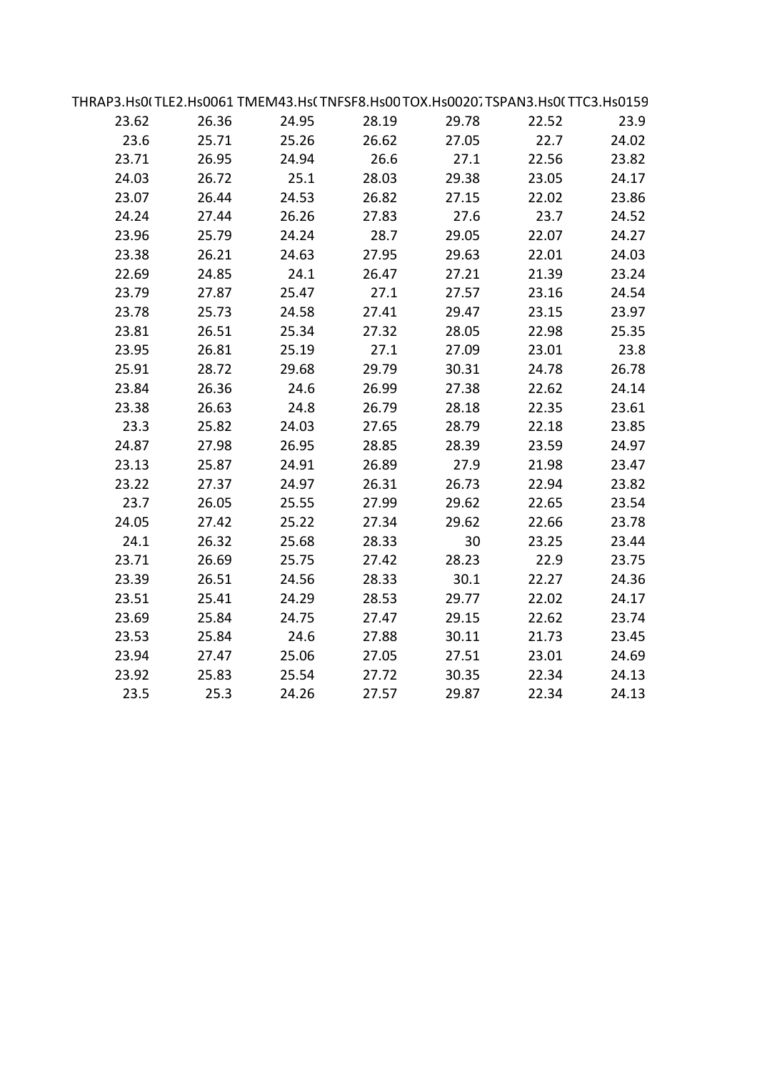| THRAP3.Hs0( | TLE2.Hs0061 | TMEM43.Hs( | TNFSF8.Hs00 | TOX.Hs0020 | TSPAN3.Hs0( | TTC3.Hs0159 |
|---|---|---|---|---|---|---|
| 23.62 | 26.36 | 24.95 | 28.19 | 29.78 | 22.52 | 23.9 |
| 23.6 | 25.71 | 25.26 | 26.62 | 27.05 | 22.7 | 24.02 |
| 23.71 | 26.95 | 24.94 | 26.6 | 27.1 | 22.56 | 23.82 |
| 24.03 | 26.72 | 25.1 | 28.03 | 29.38 | 23.05 | 24.17 |
| 23.07 | 26.44 | 24.53 | 26.82 | 27.15 | 22.02 | 23.86 |
| 24.24 | 27.44 | 26.26 | 27.83 | 27.6 | 23.7 | 24.52 |
| 23.96 | 25.79 | 24.24 | 28.7 | 29.05 | 22.07 | 24.27 |
| 23.38 | 26.21 | 24.63 | 27.95 | 29.63 | 22.01 | 24.03 |
| 22.69 | 24.85 | 24.1 | 26.47 | 27.21 | 21.39 | 23.24 |
| 23.79 | 27.87 | 25.47 | 27.1 | 27.57 | 23.16 | 24.54 |
| 23.78 | 25.73 | 24.58 | 27.41 | 29.47 | 23.15 | 23.97 |
| 23.81 | 26.51 | 25.34 | 27.32 | 28.05 | 22.98 | 25.35 |
| 23.95 | 26.81 | 25.19 | 27.1 | 27.09 | 23.01 | 23.8 |
| 25.91 | 28.72 | 29.68 | 29.79 | 30.31 | 24.78 | 26.78 |
| 23.84 | 26.36 | 24.6 | 26.99 | 27.38 | 22.62 | 24.14 |
| 23.38 | 26.63 | 24.8 | 26.79 | 28.18 | 22.35 | 23.61 |
| 23.3 | 25.82 | 24.03 | 27.65 | 28.79 | 22.18 | 23.85 |
| 24.87 | 27.98 | 26.95 | 28.85 | 28.39 | 23.59 | 24.97 |
| 23.13 | 25.87 | 24.91 | 26.89 | 27.9 | 21.98 | 23.47 |
| 23.22 | 27.37 | 24.97 | 26.31 | 26.73 | 22.94 | 23.82 |
| 23.7 | 26.05 | 25.55 | 27.99 | 29.62 | 22.65 | 23.54 |
| 24.05 | 27.42 | 25.22 | 27.34 | 29.62 | 22.66 | 23.78 |
| 24.1 | 26.32 | 25.68 | 28.33 | 30 | 23.25 | 23.44 |
| 23.71 | 26.69 | 25.75 | 27.42 | 28.23 | 22.9 | 23.75 |
| 23.39 | 26.51 | 24.56 | 28.33 | 30.1 | 22.27 | 24.36 |
| 23.51 | 25.41 | 24.29 | 28.53 | 29.77 | 22.02 | 24.17 |
| 23.69 | 25.84 | 24.75 | 27.47 | 29.15 | 22.62 | 23.74 |
| 23.53 | 25.84 | 24.6 | 27.88 | 30.11 | 21.73 | 23.45 |
| 23.94 | 27.47 | 25.06 | 27.05 | 27.51 | 23.01 | 24.69 |
| 23.92 | 25.83 | 25.54 | 27.72 | 30.35 | 22.34 | 24.13 |
| 23.5 | 25.3 | 24.26 | 27.57 | 29.87 | 22.34 | 24.13 |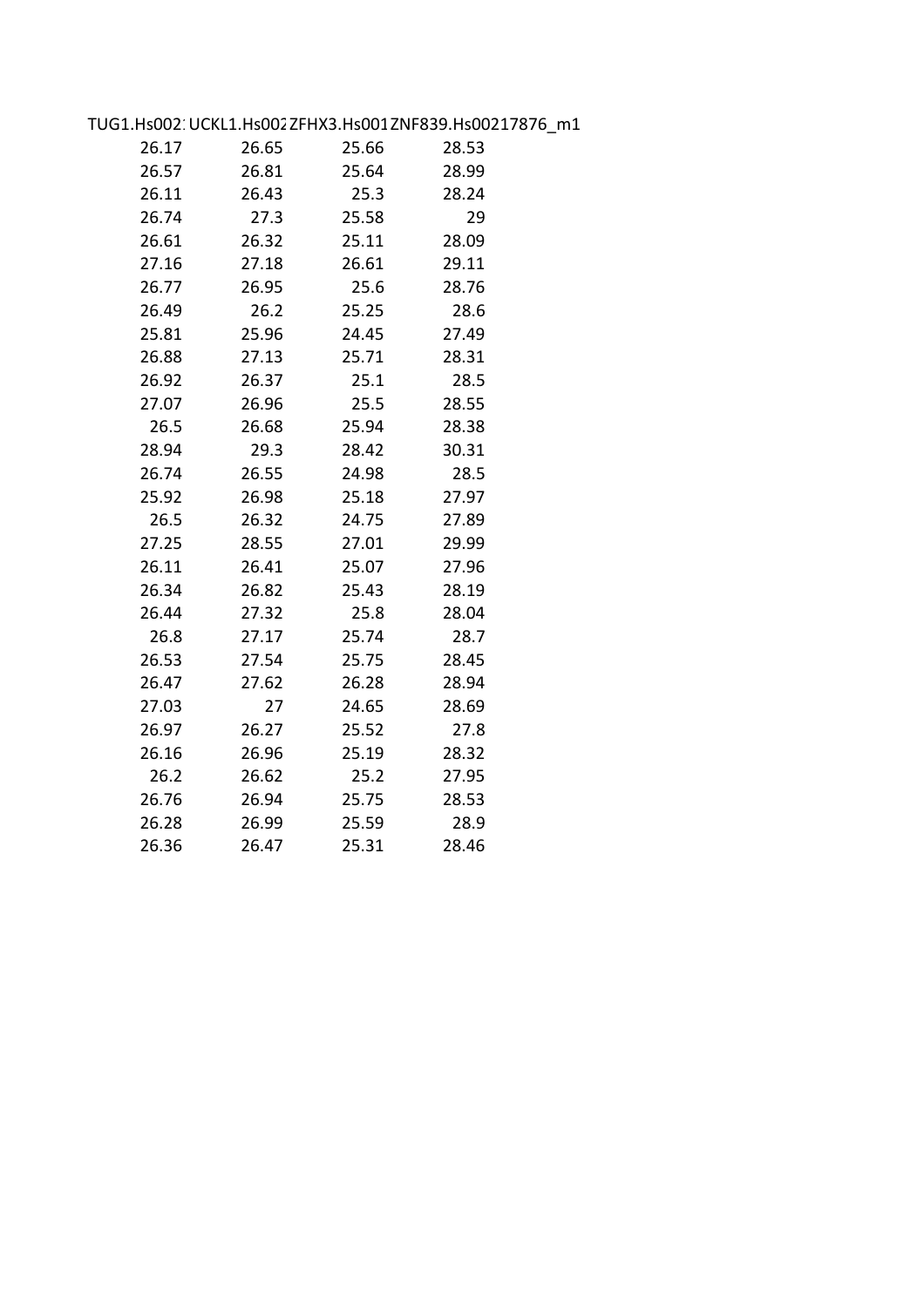| TUG1.Hs002 | UCKL1.Hs002 | ZFHX3.Hs001 | ZNF839.Hs00217876_m1 |
|---|---|---|---|
| 26.17 | 26.65 | 25.66 | 28.53 |
| 26.57 | 26.81 | 25.64 | 28.99 |
| 26.11 | 26.43 | 25.3 | 28.24 |
| 26.74 | 27.3 | 25.58 | 29 |
| 26.61 | 26.32 | 25.11 | 28.09 |
| 27.16 | 27.18 | 26.61 | 29.11 |
| 26.77 | 26.95 | 25.6 | 28.76 |
| 26.49 | 26.2 | 25.25 | 28.6 |
| 25.81 | 25.96 | 24.45 | 27.49 |
| 26.88 | 27.13 | 25.71 | 28.31 |
| 26.92 | 26.37 | 25.1 | 28.5 |
| 27.07 | 26.96 | 25.5 | 28.55 |
| 26.5 | 26.68 | 25.94 | 28.38 |
| 28.94 | 29.3 | 28.42 | 30.31 |
| 26.74 | 26.55 | 24.98 | 28.5 |
| 25.92 | 26.98 | 25.18 | 27.97 |
| 26.5 | 26.32 | 24.75 | 27.89 |
| 27.25 | 28.55 | 27.01 | 29.99 |
| 26.11 | 26.41 | 25.07 | 27.96 |
| 26.34 | 26.82 | 25.43 | 28.19 |
| 26.44 | 27.32 | 25.8 | 28.04 |
| 26.8 | 27.17 | 25.74 | 28.7 |
| 26.53 | 27.54 | 25.75 | 28.45 |
| 26.47 | 27.62 | 26.28 | 28.94 |
| 27.03 | 27 | 24.65 | 28.69 |
| 26.97 | 26.27 | 25.52 | 27.8 |
| 26.16 | 26.96 | 25.19 | 28.32 |
| 26.2 | 26.62 | 25.2 | 27.95 |
| 26.76 | 26.94 | 25.75 | 28.53 |
| 26.28 | 26.99 | 25.59 | 28.9 |
| 26.36 | 26.47 | 25.31 | 28.46 |